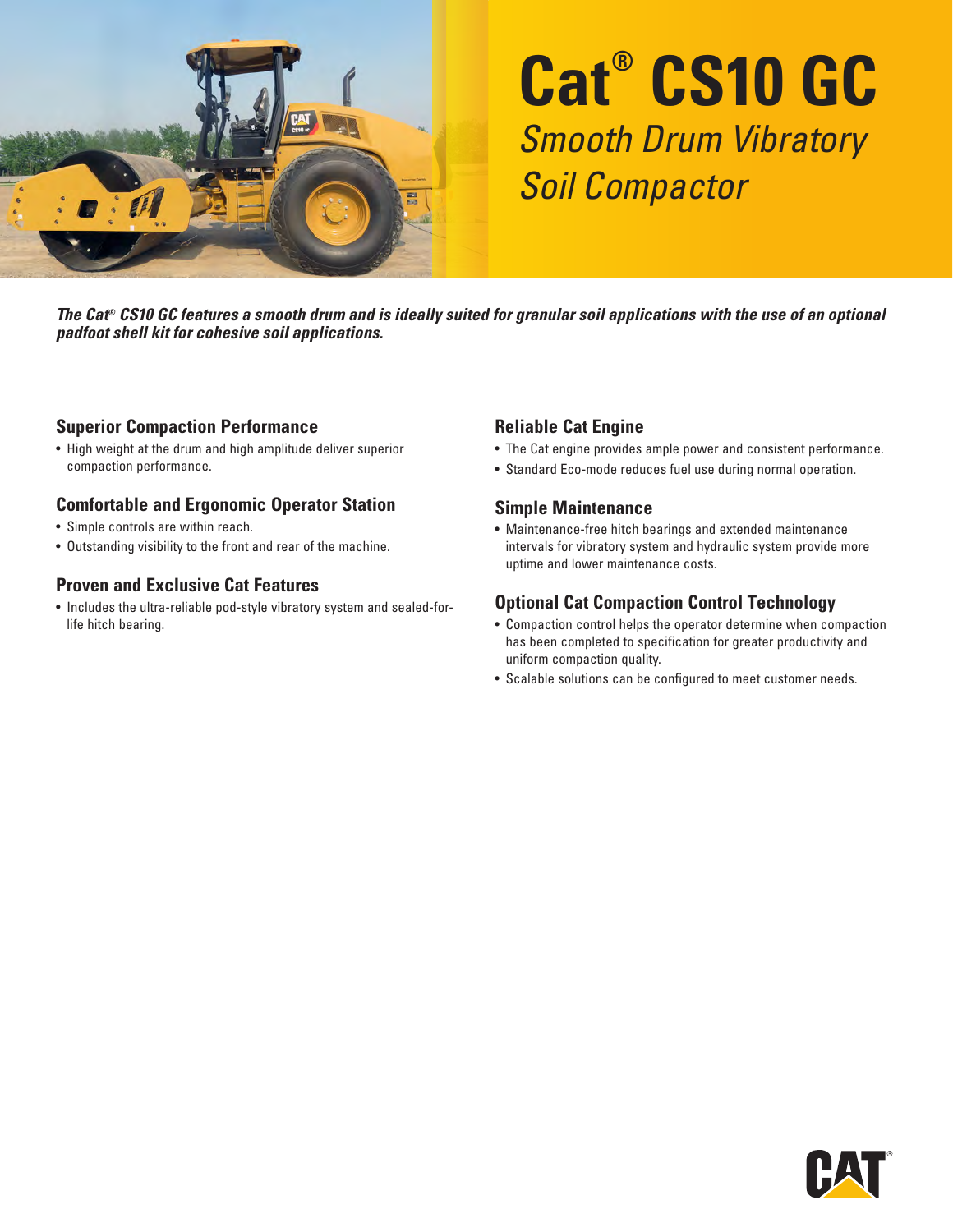# Cat® CS10 GC

*Smooth Drum Vibratory Soil Compactor*

***The Cat® CS10 GC features a smooth drum and is ideally suited for granular soil applications with the use of an optional padfoot shell kit for cohesive soil applications.***

## Superior Compaction Performance

- High weight at the drum and high amplitude deliver superior compaction performance.

## Comfortable and Ergonomic Operator Station

- Simple controls are within reach.
- Outstanding visibility to the front and rear of the machine.

## Proven and Exclusive Cat Features

- Includes the ultra-reliable pod-style vibratory system and sealed-for-life hitch bearing.

## Reliable Cat Engine

- The Cat engine provides ample power and consistent performance.
- Standard Eco-mode reduces fuel use during normal operation.

## Simple Maintenance

- Maintenance-free hitch bearings and extended maintenance intervals for vibratory system and hydraulic system provide more uptime and lower maintenance costs.

## Optional Cat Compaction Control Technology

- Compaction control helps the operator determine when compaction has been completed to specification for greater productivity and uniform compaction quality.
- Scalable solutions can be configured to meet customer needs.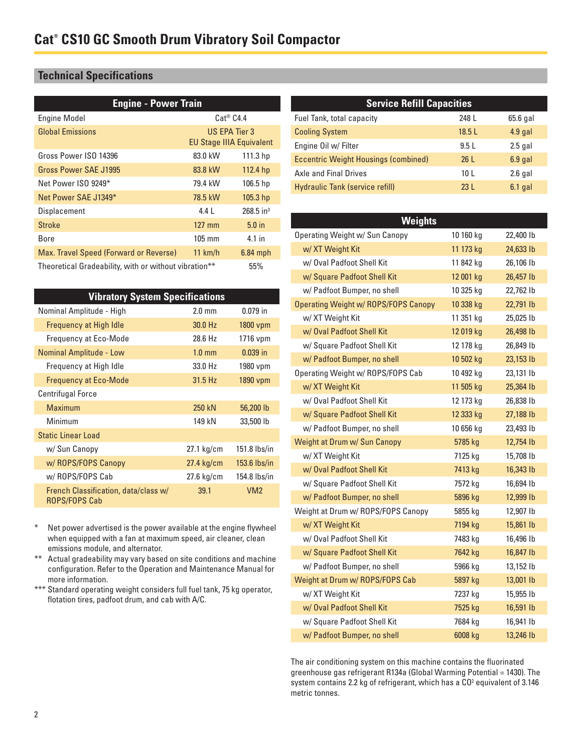# Cat® CS10 GC Smooth Drum Vibratory Soil Compactor

## Technical Specifications

| Engine - Power Train | | |
|---|---|---|
| Engine Model | Cat® C4.4 | |
| Global Emissions | US EPA Tier 3 EU Stage IIIA Equivalent | |
| Gross Power ISO 14396 | 83.0 kW | 111.3 hp |
| Gross Power SAE J1995 | 83.8 kW | 112.4 hp |
| Net Power ISO 9249* | 79.4 kW | 106.5 hp |
| Net Power SAE J1349* | 78.5 kW | 105.3 hp |
| Displacement | 4.4 L | 268.5 in³ |
| Stroke | 127 mm | 5.0 in |
| Bore | 105 mm | 4.1 in |
| Max. Travel Speed (Forward or Reverse) | 11 km/h | 6.84 mph |
| Theoretical Gradeability, with or without vibration** | | 55% |

| Vibratory System Specifications | | |
|---|---|---|
| Nominal Amplitude - High | 2.0 mm | 0.079 in |
| Frequency at High Idle | 30.0 Hz | 1800 vpm |
| Frequency at Eco-Mode | 28.6 Hz | 1716 vpm |
| Nominal Amplitude - Low | 1.0 mm | 0.039 in |
| Frequency at High Idle | 33.0 Hz | 1980 vpm |
| Frequency at Eco-Mode | 31.5 Hz | 1890 vpm |
| Centrifugal Force | | |
| Maximum | 250 kN | 56,200 lb |
| Minimum | 149 kN | 33,500 lb |
| Static Linear Load | | |
| w/ Sun Canopy | 27.1 kg/cm | 151.8 lbs/in |
| w/ ROPS/FOPS Canopy | 27.4 kg/cm | 153.6 lbs/in |
| w/ ROPS/FOPS Cab | 27.6 kg/cm | 154.8 lbs/in |
| French Classification, data/class w/ ROPS/FOPS Cab | 39.1 | VM2 |

\* Net power advertised is the power available at the engine flywheel when equipped with a fan at maximum speed, air cleaner, clean emissions module, and alternator.

\** Actual gradeability may vary based on site conditions and machine configuration. Refer to the Operation and Maintenance Manual for more information.

\*** Standard operating weight considers full fuel tank, 75 kg operator, flotation tires, padfoot drum, and cab with A/C.

| Service Refill Capacities | | |
|---|---|---|
| Fuel Tank, total capacity | 248 L | 65.6 gal |
| Cooling System | 18.5 L | 4.9 gal |
| Engine Oil w/ Filter | 9.5 L | 2.5 gal |
| Eccentric Weight Housings (combined) | 26 L | 6.9 gal |
| Axle and Final Drives | 10 L | 2.6 gal |
| Hydraulic Tank (service refill) | 23 L | 6.1 gal |

| Weights | | |
|---|---|---|
| Operating Weight w/ Sun Canopy | 10 160 kg | 22,400 lb |
| w/ XT Weight Kit | 11 173 kg | 24,633 lb |
| w/ Oval Padfoot Shell Kit | 11 842 kg | 26,106 lb |
| w/ Square Padfoot Shell Kit | 12 001 kg | 26,457 lb |
| w/ Padfoot Bumper, no shell | 10 325 kg | 22,762 lb |
| Operating Weight w/ ROPS/FOPS Canopy | 10 338 kg | 22,791 lb |
| w/ XT Weight Kit | 11 351 kg | 25,025 lb |
| w/ Oval Padfoot Shell Kit | 12 019 kg | 26,498 lb |
| w/ Square Padfoot Shell Kit | 12 178 kg | 26,849 lb |
| w/ Padfoot Bumper, no shell | 10 502 kg | 23,153 lb |
| Operating Weight w/ ROPS/FOPS Cab | 10 492 kg | 23,131 lb |
| w/ XT Weight Kit | 11 505 kg | 25,364 lb |
| w/ Oval Padfoot Shell Kit | 12 173 kg | 26,838 lb |
| w/ Square Padfoot Shell Kit | 12 333 kg | 27,188 lb |
| w/ Padfoot Bumper, no shell | 10 656 kg | 23,493 lb |
| Weight at Drum w/ Sun Canopy | 5785 kg | 12,754 lb |
| w/ XT Weight Kit | 7125 kg | 15,708 lb |
| w/ Oval Padfoot Shell Kit | 7413 kg | 16,343 lb |
| w/ Square Padfoot Shell Kit | 7572 kg | 16,694 lb |
| w/ Padfoot Bumper, no shell | 5896 kg | 12,999 lb |
| Weight at Drum w/ ROPS/FOPS Canopy | 5855 kg | 12,907 lb |
| w/ XT Weight Kit | 7194 kg | 15,861 lb |
| w/ Oval Padfoot Shell Kit | 7483 kg | 16,496 lb |
| w/ Square Padfoot Shell Kit | 7642 kg | 16,847 lb |
| w/ Padfoot Bumper, no shell | 5966 kg | 13,152 lb |
| Weight at Drum w/ ROPS/FOPS Cab | 5897 kg | 13,001 lb |
| w/ XT Weight Kit | 7237 kg | 15,955 lb |
| w/ Oval Padfoot Shell Kit | 7525 kg | 16,591 lb |
| w/ Square Padfoot Shell Kit | 7684 kg | 16,941 lb |
| w/ Padfoot Bumper, no shell | 6008 kg | 13,246 lb |

The air conditioning system on this machine contains the fluorinated greenhouse gas refrigerant R134a (Global Warming Potential = 1430). The system contains 2.2 kg of refrigerant, which has a $CO^2$ equivalent of 3.146 metric tonnes.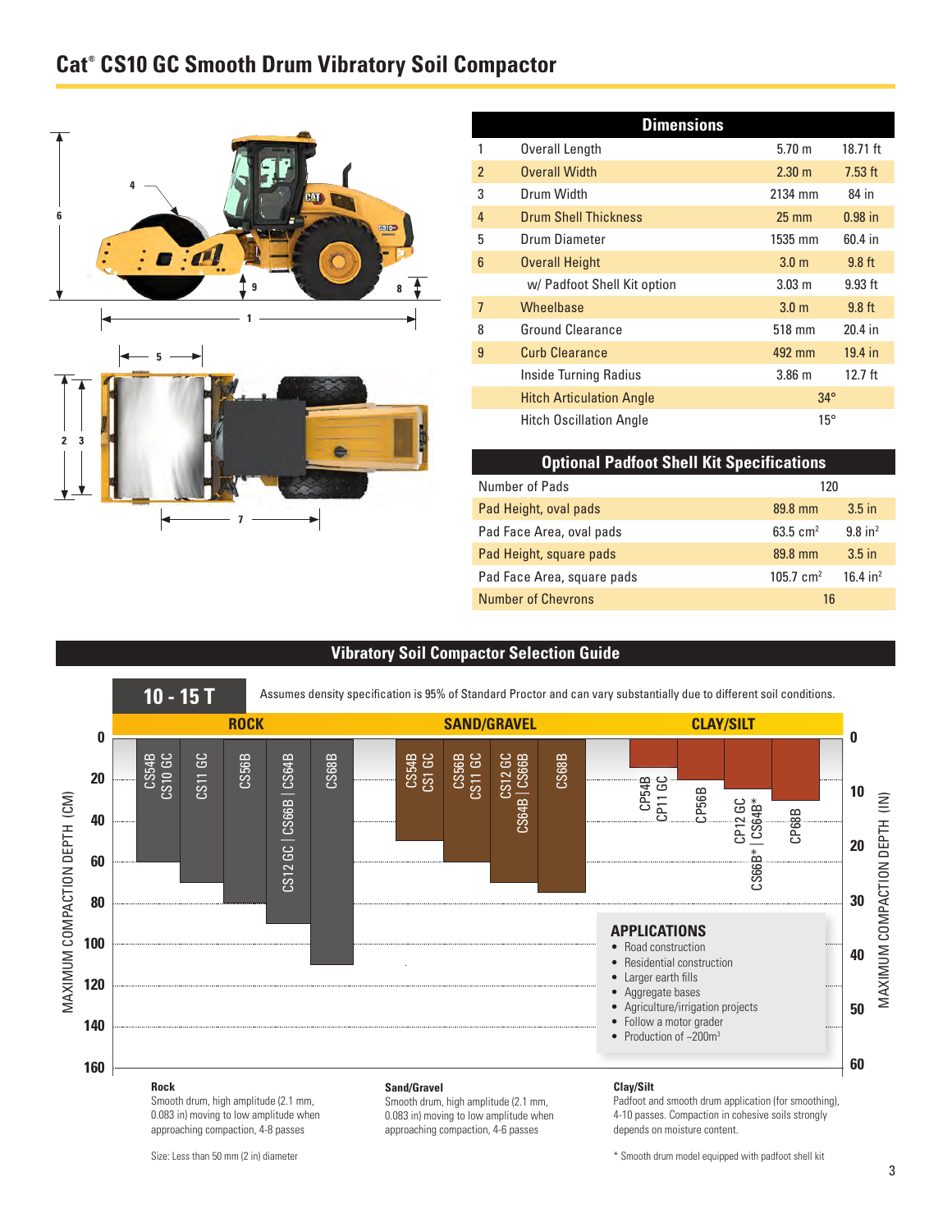# Cat® CS10 GC Smooth Drum Vibratory Soil Compactor

| Dimensions | | | |
|---|---|---|---|
| 1 | Overall Length | 5.70 m | 18.71 ft |
| 2 | Overall Width | 2.30 m | 7.53 ft |
| 3 | Drum Width | 2134 mm | 84 in |
| 4 | Drum Shell Thickness | 25 mm | 0.98 in |
| 5 | Drum Diameter | 1535 mm | 60.4 in |
| 6 | Overall Height | 3.0 m | 9.8 ft |
| | w/ Padfoot Shell Kit option | 3.03 m | 9.93 ft |
| 7 | Wheelbase | 3.0 m | 9.8 ft |
| 8 | Ground Clearance | 518 mm | 20.4 in |
| 9 | Curb Clearance | 492 mm | 19.4 in |
| | Inside Turning Radius | 3.86 m | 12.7 ft |
| | Hitch Articulation Angle | 34° | |
| | Hitch Oscillation Angle | 15° | |

| Optional Padfoot Shell Kit Specifications | | |
|---|---|---|
| Number of Pads | 120 | |
| Pad Height, oval pads | 89.8 mm | 3.5 in |
| Pad Face Area, oval pads | 63.5 cm² | 9.8 in² |
| Pad Height, square pads | 89.8 mm | 3.5 in |
| Pad Face Area, square pads | 105.7 cm² | 16.4 in² |
| Number of Chevrons | 16 | |

## Vibratory Soil Compactor Selection Guide

**10 - 15 T**

Assumes density specification is 95% of Standard Proctor and can vary substantially due to different soil conditions.

Maximum compaction depth:

| Soil | Model | Max. Compaction Depth (cm) | Max. Compaction Depth (in) |
|---|---|---|---|
| Rock | CS54B, CS10 GC | 60 | 24 |
| Rock | CS11 GC | 70 | 28 |
| Rock | CS56B | 80 | 32 |
| Rock | CS12 GC, CS66B, CS64B | 90 | 36 |
| Rock | CS68B | 110 | 44 |
| Sand/Gravel | CS54B, CS1 GC | 50 | 20 |
| Sand/Gravel | CS56B, CS11 GC | 60 | 24 |
| Sand/Gravel | CS12 GC, CS64B, CS66B | 70 | 28 |
| Sand/Gravel | CS68B | 75 | 30 |
| Clay/Silt | CP54B, CP11 GC | 15 | 6 |
| Clay/Silt | CP56B | 20 | 8 |
| Clay/Silt | CP12 GC, CS66B*, CS64B* | 25 | 10 |
| Clay/Silt | CP68B | 30 | 12 |

**APPLICATIONS**

- Road construction
- Residential construction
- Larger earth fills
- Aggregate bases
- Agriculture/irrigation projects
- Follow a motor grader
- Production of ~200m³

**Rock**
Smooth drum, high amplitude (2.1 mm, 0.083 in) moving to low amplitude when approaching compaction, 4-8 passes

Size: Less than 50 mm (2 in) diameter

**Sand/Gravel**
Smooth drum, high amplitude (2.1 mm, 0.083 in) moving to low amplitude when approaching compaction, 4-6 passes

**Clay/Silt**
Padfoot and smooth drum application (for smoothing), 4-10 passes. Compaction in cohesive soils strongly depends on moisture content.

\* Smooth drum model equipped with padfoot shell kit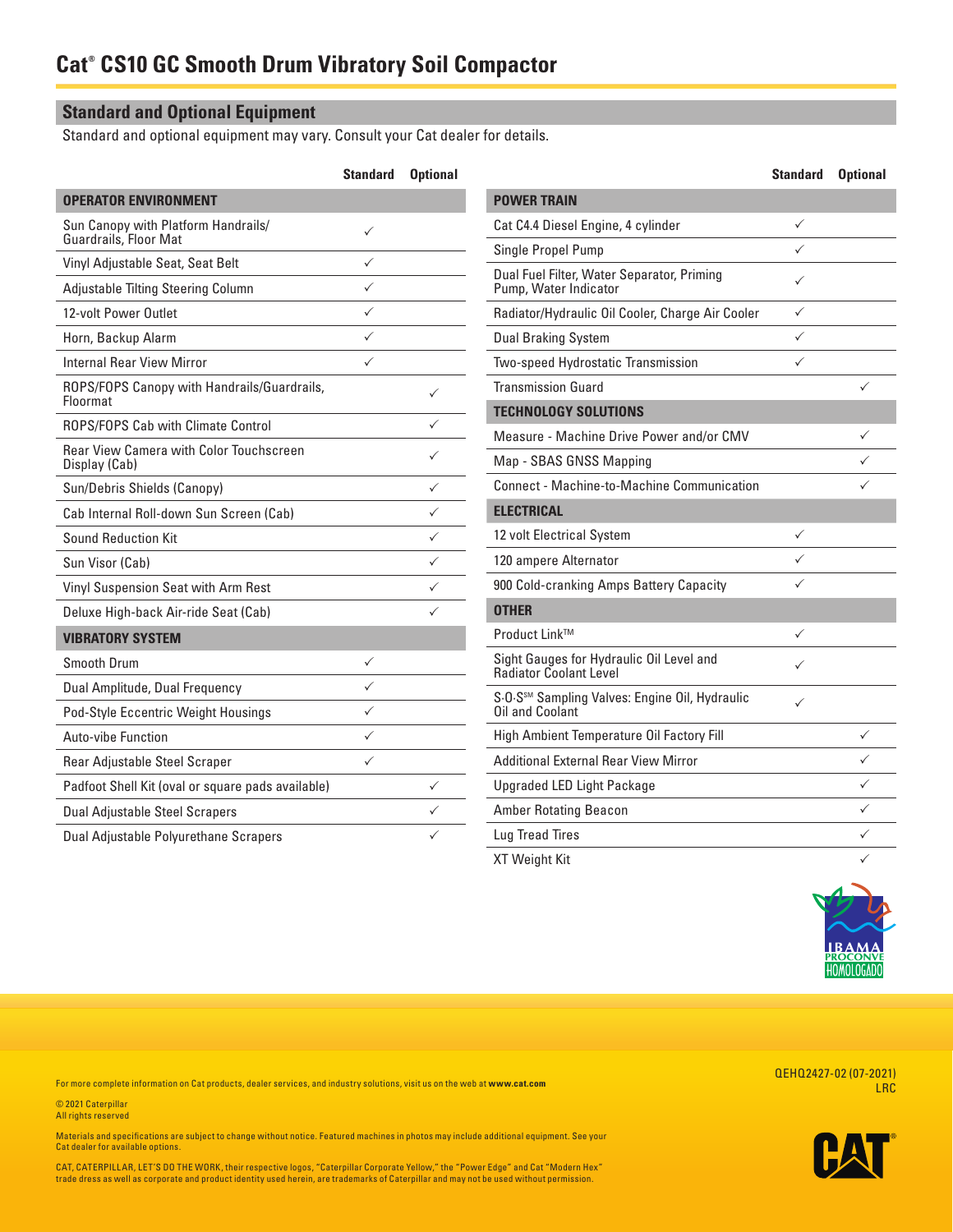# Cat® CS10 GC Smooth Drum Vibratory Soil Compactor

## Standard and Optional Equipment

Standard and optional equipment may vary. Consult your Cat dealer for details.

| | Standard | Optional |
|---|---|---|
| **OPERATOR ENVIRONMENT** | | |
| Sun Canopy with Platform Handrails/ Guardrails, Floor Mat | ✓ | |
| Vinyl Adjustable Seat, Seat Belt | ✓ | |
| Adjustable Tilting Steering Column | ✓ | |
| 12-volt Power Outlet | ✓ | |
| Horn, Backup Alarm | ✓ | |
| Internal Rear View Mirror | ✓ | |
| ROPS/FOPS Canopy with Handrails/Guardrails, Floormat | | ✓ |
| ROPS/FOPS Cab with Climate Control | | ✓ |
| Rear View Camera with Color Touchscreen Display (Cab) | | ✓ |
| Sun/Debris Shields (Canopy) | | ✓ |
| Cab Internal Roll-down Sun Screen (Cab) | | ✓ |
| Sound Reduction Kit | | ✓ |
| Sun Visor (Cab) | | ✓ |
| Vinyl Suspension Seat with Arm Rest | | ✓ |
| Deluxe High-back Air-ride Seat (Cab) | | ✓ |
| **VIBRATORY SYSTEM** | | |
| Smooth Drum | ✓ | |
| Dual Amplitude, Dual Frequency | ✓ | |
| Pod-Style Eccentric Weight Housings | ✓ | |
| Auto-vibe Function | ✓ | |
| Rear Adjustable Steel Scraper | ✓ | |
| Padfoot Shell Kit (oval or square pads available) | | ✓ |
| Dual Adjustable Steel Scrapers | | ✓ |
| Dual Adjustable Polyurethane Scrapers | | ✓ |

| | Standard | Optional |
|---|---|---|
| **POWER TRAIN** | | |
| Cat C4.4 Diesel Engine, 4 cylinder | ✓ | |
| Single Propel Pump | ✓ | |
| Dual Fuel Filter, Water Separator, Priming Pump, Water Indicator | ✓ | |
| Radiator/Hydraulic Oil Cooler, Charge Air Cooler | ✓ | |
| Dual Braking System | ✓ | |
| Two-speed Hydrostatic Transmission | ✓ | |
| Transmission Guard | | ✓ |
| **TECHNOLOGY SOLUTIONS** | | |
| Measure - Machine Drive Power and/or CMV | | ✓ |
| Map - SBAS GNSS Mapping | | ✓ |
| Connect - Machine-to-Machine Communication | | ✓ |
| **ELECTRICAL** | | |
| 12 volt Electrical System | ✓ | |
| 120 ampere Alternator | ✓ | |
| 900 Cold-cranking Amps Battery Capacity | ✓ | |
| **OTHER** | | |
| Product Link™ | ✓ | |
| Sight Gauges for Hydraulic Oil Level and Radiator Coolant Level | ✓ | |
| S·O·S℠ Sampling Valves: Engine Oil, Hydraulic Oil and Coolant | ✓ | |
| High Ambient Temperature Oil Factory Fill | | ✓ |
| Additional External Rear View Mirror | | ✓ |
| Upgraded LED Light Package | | ✓ |
| Amber Rotating Beacon | | ✓ |
| Lug Tread Tires | | ✓ |
| XT Weight Kit | | ✓ |

IBAMA PROCONVE HOMOLOGADO

For more complete information on Cat products, dealer services, and industry solutions, visit us on the web at **www.cat.com**

© 2021 Caterpillar
All rights reserved

Materials and specifications are subject to change without notice. Featured machines in photos may include additional equipment. See your Cat dealer for available options.

CAT, CATERPILLAR, LET'S DO THE WORK, their respective logos, "Caterpillar Corporate Yellow," the "Power Edge" and Cat "Modern Hex" trade dress as well as corporate and product identity used herein, are trademarks of Caterpillar and may not be used without permission.

QEHQ2427-02 (07-2021)
LRC